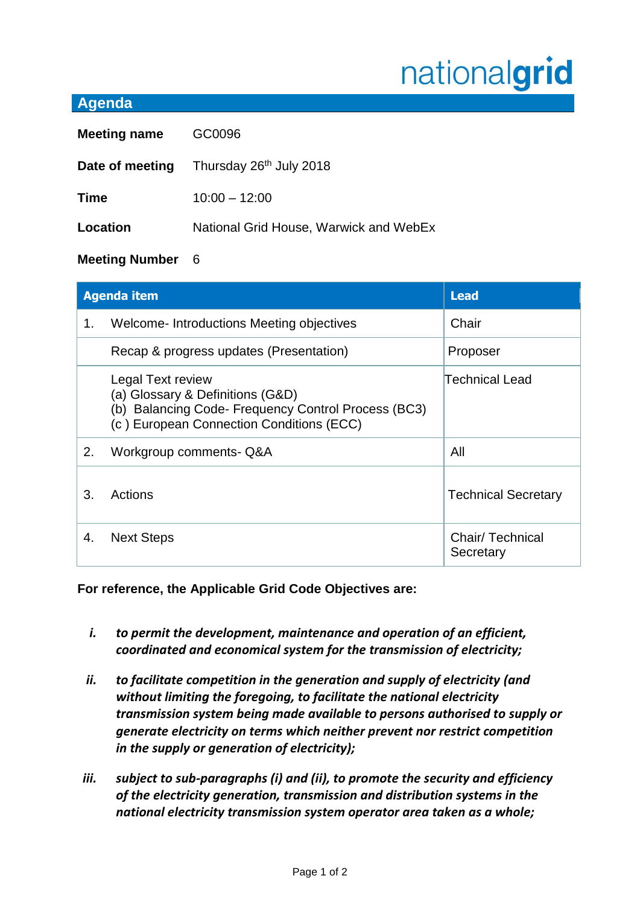nationalgrid

## Agenda

**Meeting name** GC0096

**Date of meeting** Thursday 26th July 2018

**Time** 10:00 – 12:00

**Location** National Grid House, Warwick and WebEx

**Meeting Number** 6

| Agenda item | | Lead |
|---|---|---|
| 1. | Welcome- Introductions Meeting objectives | Chair |
| | Recap & progress updates (Presentation) | Proposer |
| | Legal Text review<br>(a) Glossary & Definitions (G&D)<br>(b) Balancing Code- Frequency Control Process (BC3)<br>(c ) European Connection Conditions (ECC) | Technical Lead |
| 2. | Workgroup comments- Q&A | All |
| 3. | Actions | Technical Secretary |
| 4. | Next Steps | Chair/ Technical Secretary |

**For reference, the Applicable Grid Code Objectives are:**

*i.* ***to permit the development, maintenance and operation of an efficient, coordinated and economical system for the transmission of electricity;***

*ii.* ***to facilitate competition in the generation and supply of electricity (and without limiting the foregoing, to facilitate the national electricity transmission system being made available to persons authorised to supply or generate electricity on terms which neither prevent nor restrict competition in the supply or generation of electricity);***

*iii.* ***subject to sub-paragraphs (i) and (ii), to promote the security and efficiency of the electricity generation, transmission and distribution systems in the national electricity transmission system operator area taken as a whole;***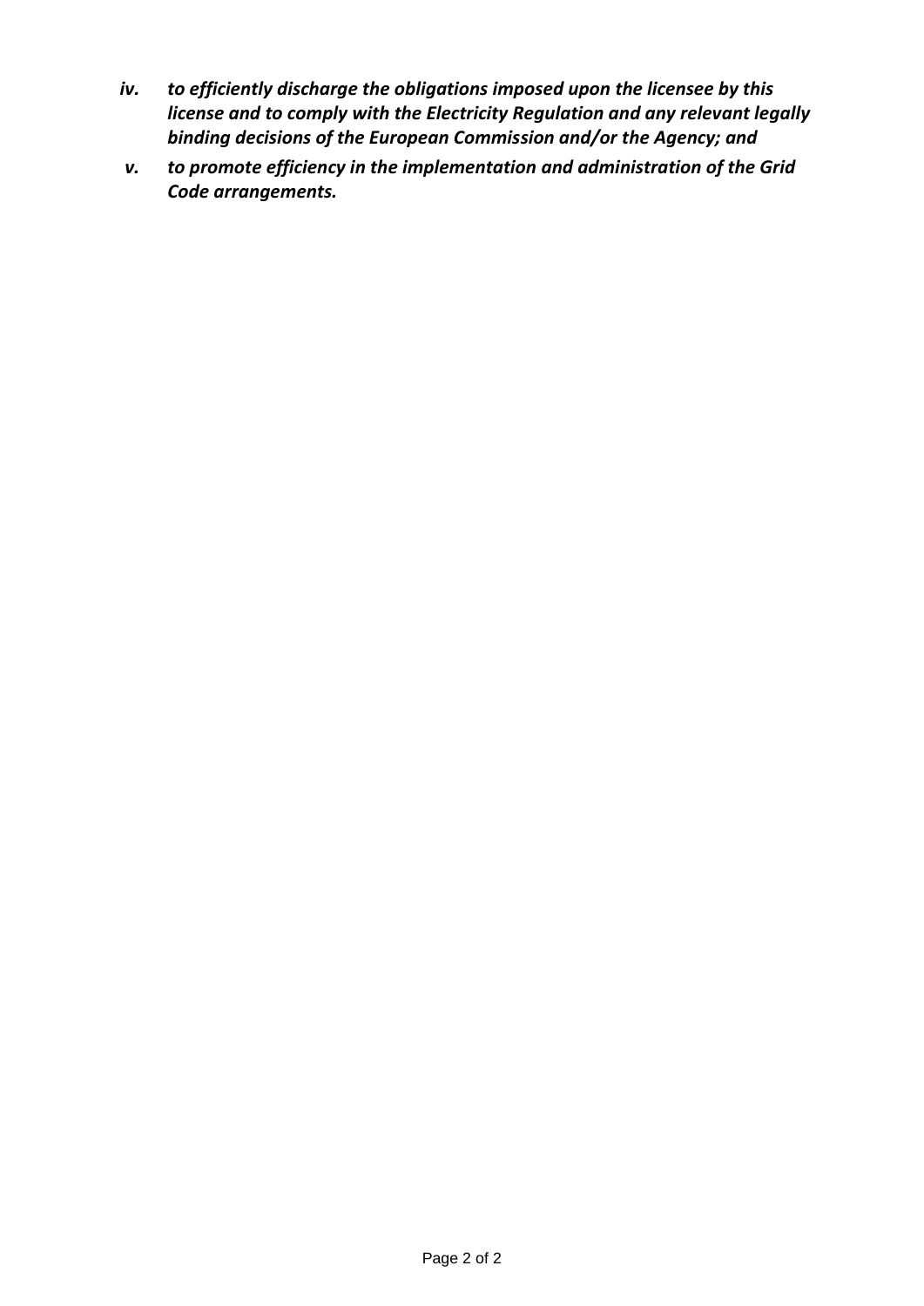***iv. to efficiently discharge the obligations imposed upon the licensee by this license and to comply with the Electricity Regulation and any relevant legally binding decisions of the European Commission and/or the Agency; and***

***v. to promote efficiency in the implementation and administration of the Grid Code arrangements.***